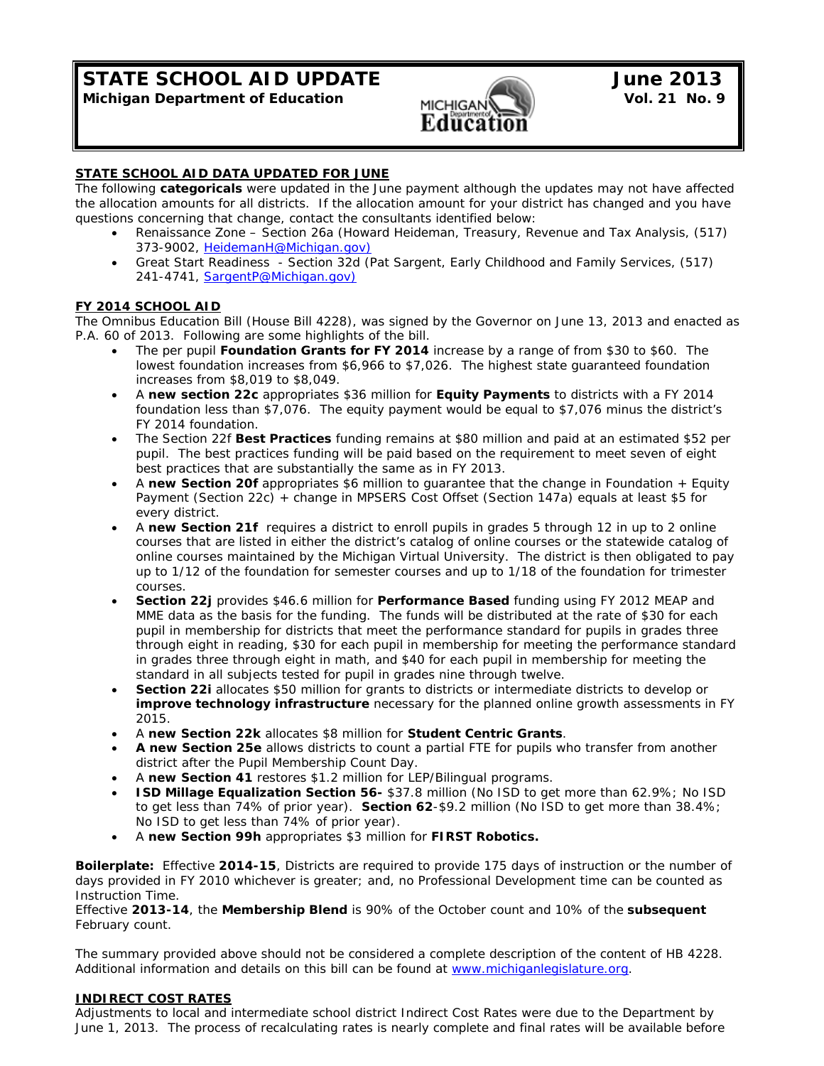# STATE SCHOOL AID UPDATE

**Michigan Department of Education**

**June 2013**
**Vol. 21 No. 9**

## STATE SCHOOL AID DATA UPDATED FOR JUNE

The following **categoricals** were updated in the June payment although the updates may not have affected the allocation amounts for all districts. If the allocation amount for your district has changed and you have questions concerning that change, contact the consultants identified below:

- Renaissance Zone – Section 26a (Howard Heideman, Treasury, Revenue and Tax Analysis, (517) 373-9002, HeidemanH@Michigan.gov)
- Great Start Readiness - Section 32d (Pat Sargent, Early Childhood and Family Services, (517) 241-4741, SargentP@Michigan.gov)

## FY 2014 SCHOOL AID

The Omnibus Education Bill (House Bill 4228), was signed by the Governor on June 13, 2013 and enacted as P.A. 60 of 2013. Following are some highlights of the bill.

- The per pupil **Foundation Grants for FY 2014** increase by a range of from $30 to $60. The lowest foundation increases from $6,966 to $7,026. The highest state guaranteed foundation increases from $8,019 to $8,049.
- A **new section 22c** appropriates $36 million for **Equity Payments** to districts with a FY 2014 foundation less than $7,076. The equity payment would be equal to $7,076 minus the district's FY 2014 foundation.
- The Section 22f **Best Practices** funding remains at $80 million and paid at an estimated $52 per pupil. The best practices funding will be paid based on the requirement to meet seven of eight best practices that are substantially the same as in FY 2013.
- A **new Section 20f** appropriates $6 million to guarantee that the change in Foundation + Equity Payment (Section 22c) + change in MPSERS Cost Offset (Section 147a) equals at least $5 for every district.
- A **new Section 21f** requires a district to enroll pupils in grades 5 through 12 in up to 2 online courses that are listed in either the district's catalog of online courses or the statewide catalog of online courses maintained by the Michigan Virtual University. The district is then obligated to pay up to 1/12 of the foundation for semester courses and up to 1/18 of the foundation for trimester courses.
- **Section 22j** provides $46.6 million for **Performance Based** funding using FY 2012 MEAP and MME data as the basis for the funding. The funds will be distributed at the rate of $30 for each pupil in membership for districts that meet the performance standard for pupils in grades three through eight in reading, $30 for each pupil in membership for meeting the performance standard in grades three through eight in math, and $40 for each pupil in membership for meeting the standard in all subjects tested for pupil in grades nine through twelve.
- **Section 22i** allocates $50 million for grants to districts or intermediate districts to develop or **improve technology infrastructure** necessary for the planned online growth assessments in FY 2015.
- A **new Section 22k** allocates $8 million for **Student Centric Grants**.
- **A new Section 25e** allows districts to count a partial FTE for pupils who transfer from another district after the Pupil Membership Count Day.
- A **new Section 41** restores $1.2 million for LEP/Bilingual programs.
- **ISD Millage Equalization Section 56-** $37.8 million (No ISD to get more than 62.9%; No ISD to get less than 74% of prior year). **Section 62**-$9.2 million (No ISD to get more than 38.4%; No ISD to get less than 74% of prior year).
- A **new Section 99h** appropriates $3 million for **FIRST Robotics.**

**Boilerplate:** Effective **2014-15**, Districts are required to provide 175 days of instruction or the number of days provided in FY 2010 whichever is greater; and, no Professional Development time can be counted as Instruction Time.
Effective **2013-14**, the **Membership Blend** is 90% of the October count and 10% of the **subsequent** February count.

The summary provided above should not be considered a complete description of the content of HB 4228. Additional information and details on this bill can be found at www.michiganlegislature.org.

## INDIRECT COST RATES

Adjustments to local and intermediate school district Indirect Cost Rates were due to the Department by June 1, 2013. The process of recalculating rates is nearly complete and final rates will be available before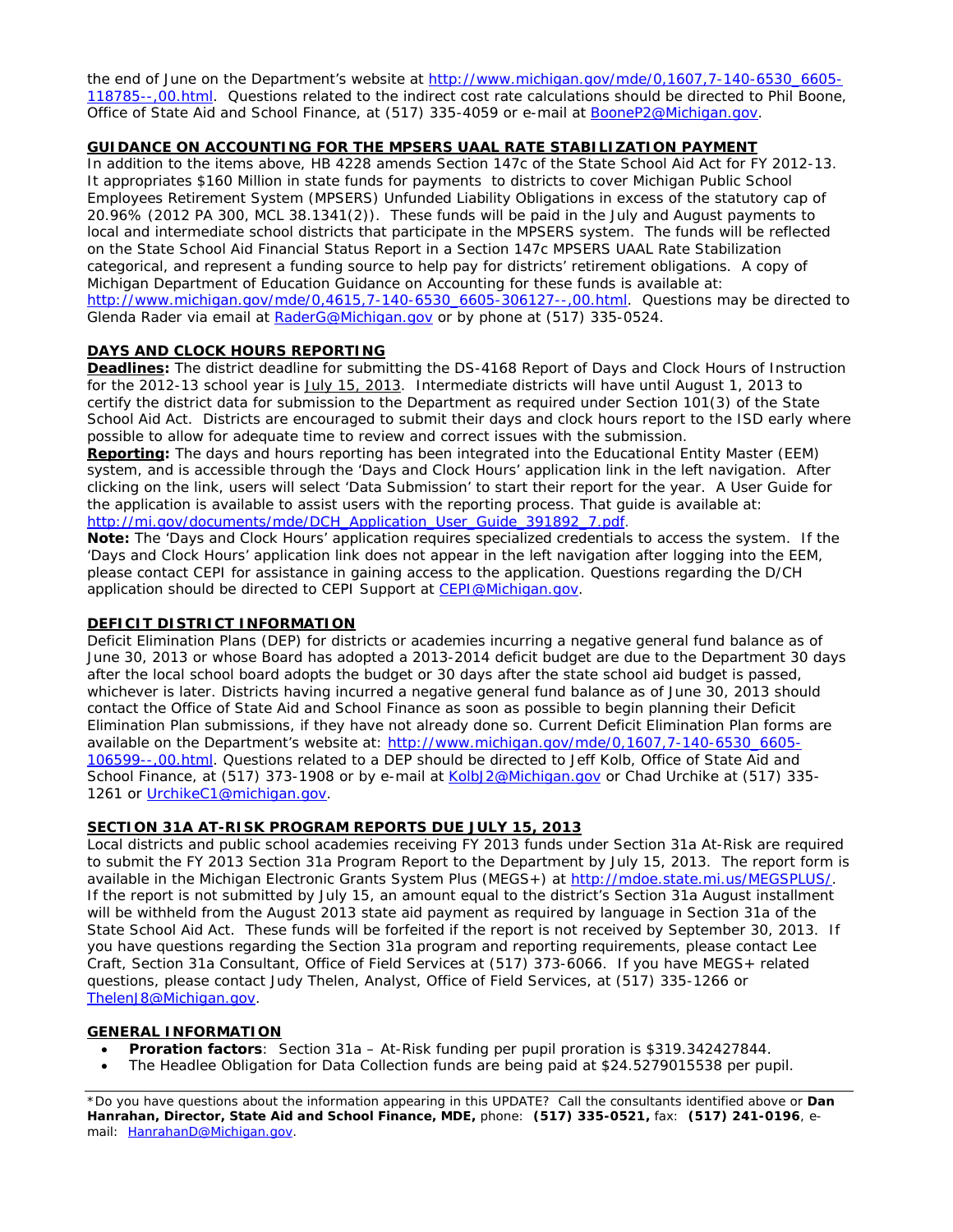the end of June on the Department's website at http://www.michigan.gov/mde/0,1607,7-140-6530_6605-118785--,00.html. Questions related to the indirect cost rate calculations should be directed to Phil Boone, Office of State Aid and School Finance, at (517) 335-4059 or e-mail at BooneP2@Michigan.gov.

## GUIDANCE ON ACCOUNTING FOR THE MPSERS UAAL RATE STABILIZATION PAYMENT

In addition to the items above, HB 4228 amends Section 147c of the State School Aid Act for FY 2012-13. It appropriates $160 Million in state funds for payments to districts to cover Michigan Public School Employees Retirement System (MPSERS) Unfunded Liability Obligations in excess of the statutory cap of 20.96% (2012 PA 300, MCL 38.1341(2)). These funds will be paid in the July and August payments to local and intermediate school districts that participate in the MPSERS system. The funds will be reflected on the State School Aid Financial Status Report in a Section 147c MPSERS UAAL Rate Stabilization categorical, and represent a funding source to help pay for districts' retirement obligations. A copy of Michigan Department of Education Guidance on Accounting for these funds is available at: http://www.michigan.gov/mde/0,4615,7-140-6530_6605-306127--,00.html. Questions may be directed to Glenda Rader via email at RaderG@Michigan.gov or by phone at (517) 335-0524.

## DAYS AND CLOCK HOURS REPORTING

**Deadlines:** The district deadline for submitting the DS-4168 Report of Days and Clock Hours of Instruction for the 2012-13 school year is July 15, 2013. Intermediate districts will have until August 1, 2013 to certify the district data for submission to the Department as required under Section 101(3) of the State School Aid Act. Districts are encouraged to submit their days and clock hours report to the ISD early where possible to allow for adequate time to review and correct issues with the submission.

**Reporting:** The days and hours reporting has been integrated into the Educational Entity Master (EEM) system, and is accessible through the 'Days and Clock Hours' application link in the left navigation. After clicking on the link, users will select 'Data Submission' to start their report for the year. A User Guide for the application is available to assist users with the reporting process. That guide is available at: http://mi.gov/documents/mde/DCH_Application_User_Guide_391892_7.pdf.

**Note:** The 'Days and Clock Hours' application requires specialized credentials to access the system. If the 'Days and Clock Hours' application link does not appear in the left navigation after logging into the EEM, please contact CEPI for assistance in gaining access to the application. Questions regarding the D/CH application should be directed to CEPI Support at CEPI@Michigan.gov.

## DEFICIT DISTRICT INFORMATION

Deficit Elimination Plans (DEP) for districts or academies incurring a negative general fund balance as of June 30, 2013 or whose Board has adopted a 2013-2014 deficit budget are due to the Department 30 days after the local school board adopts the budget or 30 days after the state school aid budget is passed, whichever is later. Districts having incurred a negative general fund balance as of June 30, 2013 should contact the Office of State Aid and School Finance as soon as possible to begin planning their Deficit Elimination Plan submissions, if they have not already done so. Current Deficit Elimination Plan forms are available on the Department's website at: http://www.michigan.gov/mde/0,1607,7-140-6530_6605-106599--,00.html. Questions related to a DEP should be directed to Jeff Kolb, Office of State Aid and School Finance, at (517) 373-1908 or by e-mail at KolbJ2@Michigan.gov or Chad Urchike at (517) 335-1261 or UrchikeC1@michigan.gov.

## SECTION 31A AT-RISK PROGRAM REPORTS DUE JULY 15, 2013

Local districts and public school academies receiving FY 2013 funds under Section 31a At-Risk are required to submit the FY 2013 Section 31a Program Report to the Department by July 15, 2013. The report form is available in the Michigan Electronic Grants System Plus (MEGS+) at http://mdoe.state.mi.us/MEGSPLUS/. If the report is not submitted by July 15, an amount equal to the district's Section 31a August installment will be withheld from the August 2013 state aid payment as required by language in Section 31a of the State School Aid Act. These funds will be forfeited if the report is not received by September 30, 2013. If you have questions regarding the Section 31a program and reporting requirements, please contact Lee Craft, Section 31a Consultant, Office of Field Services at (517) 373-6066. If you have MEGS+ related questions, please contact Judy Thelen, Analyst, Office of Field Services, at (517) 335-1266 or ThelenJ8@Michigan.gov.

## GENERAL INFORMATION

- **Proration factors**: Section 31a – At-Risk funding per pupil proration is $319.342427844.
- The Headlee Obligation for Data Collection funds are being paid at $24.5279015538 per pupil.

*Do you have questions about the information appearing in this UPDATE? Call the consultants identified above or **Dan Hanrahan, Director, State Aid and School Finance, MDE,** phone: **(517) 335-0521,** fax: **(517) 241-0196**, e-mail: HanrahanD@Michigan.gov.